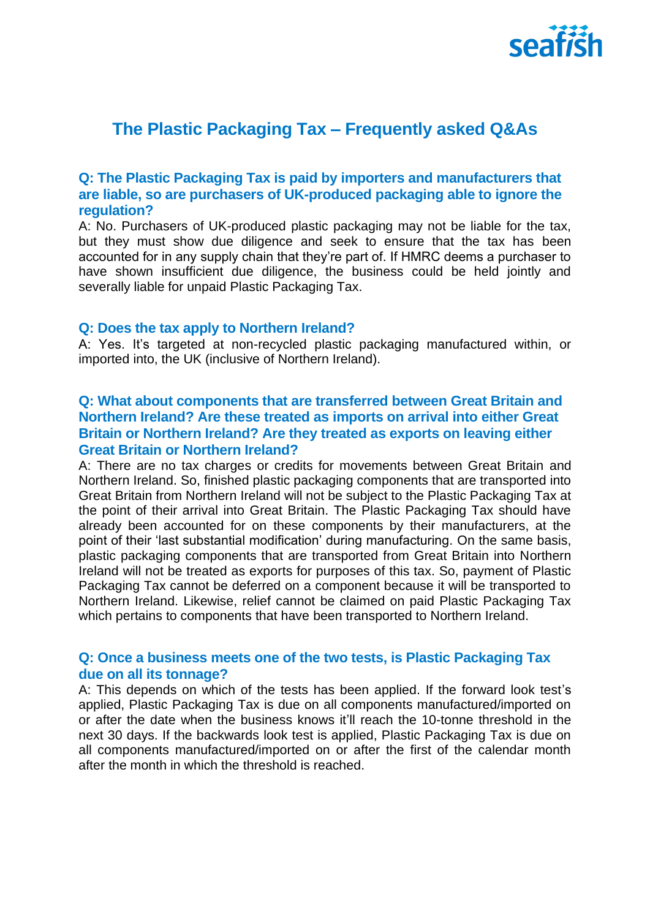# The Plastic Packaging Tax – Frequently asked Q&As

### Q: The Plastic Packaging Tax is paid by importers and manufacturers that are liable, so are purchasers of UK-produced packaging able to ignore the regulation?

A: No. Purchasers of UK-produced plastic packaging may not be liable for the tax, but they must show due diligence and seek to ensure that the tax has been accounted for in any supply chain that they're part of. If HMRC deems a purchaser to have shown insufficient due diligence, the business could be held jointly and severally liable for unpaid Plastic Packaging Tax.

### Q: Does the tax apply to Northern Ireland?

A: Yes. It's targeted at non-recycled plastic packaging manufactured within, or imported into, the UK (inclusive of Northern Ireland).

### Q: What about components that are transferred between Great Britain and Northern Ireland? Are these treated as imports on arrival into either Great Britain or Northern Ireland? Are they treated as exports on leaving either Great Britain or Northern Ireland?

A: There are no tax charges or credits for movements between Great Britain and Northern Ireland. So, finished plastic packaging components that are transported into Great Britain from Northern Ireland will not be subject to the Plastic Packaging Tax at the point of their arrival into Great Britain. The Plastic Packaging Tax should have already been accounted for on these components by their manufacturers, at the point of their 'last substantial modification' during manufacturing. On the same basis, plastic packaging components that are transported from Great Britain into Northern Ireland will not be treated as exports for purposes of this tax. So, payment of Plastic Packaging Tax cannot be deferred on a component because it will be transported to Northern Ireland. Likewise, relief cannot be claimed on paid Plastic Packaging Tax which pertains to components that have been transported to Northern Ireland.

### Q: Once a business meets one of the two tests, is Plastic Packaging Tax due on all its tonnage?

A: This depends on which of the tests has been applied. If the forward look test's applied, Plastic Packaging Tax is due on all components manufactured/imported on or after the date when the business knows it'll reach the 10-tonne threshold in the next 30 days. If the backwards look test is applied, Plastic Packaging Tax is due on all components manufactured/imported on or after the first of the calendar month after the month in which the threshold is reached.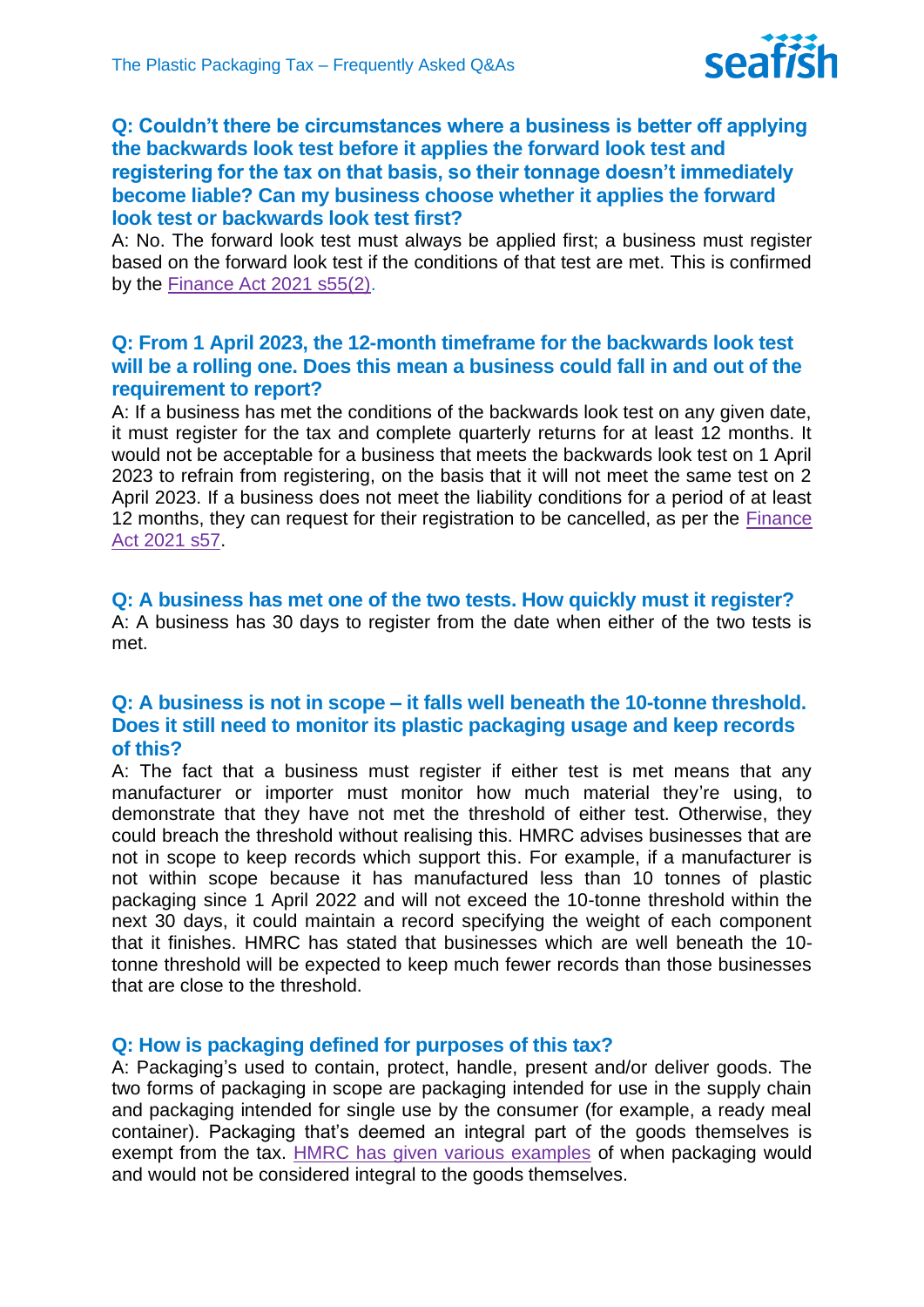**Q: Couldn't there be circumstances where a business is better off applying the backwards look test before it applies the forward look test and registering for the tax on that basis, so their tonnage doesn't immediately become liable? Can my business choose whether it applies the forward look test or backwards look test first?**

A: No. The forward look test must always be applied first; a business must register based on the forward look test if the conditions of that test are met. This is confirmed by the Finance Act 2021 s55(2).

**Q: From 1 April 2023, the 12-month timeframe for the backwards look test will be a rolling one. Does this mean a business could fall in and out of the requirement to report?**

A: If a business has met the conditions of the backwards look test on any given date, it must register for the tax and complete quarterly returns for at least 12 months. It would not be acceptable for a business that meets the backwards look test on 1 April 2023 to refrain from registering, on the basis that it will not meet the same test on 2 April 2023. If a business does not meet the liability conditions for a period of at least 12 months, they can request for their registration to be cancelled, as per the Finance Act 2021 s57.

**Q: A business has met one of the two tests. How quickly must it register?**

A: A business has 30 days to register from the date when either of the two tests is met.

**Q: A business is not in scope – it falls well beneath the 10-tonne threshold. Does it still need to monitor its plastic packaging usage and keep records of this?**

A: The fact that a business must register if either test is met means that any manufacturer or importer must monitor how much material they're using, to demonstrate that they have not met the threshold of either test. Otherwise, they could breach the threshold without realising this. HMRC advises businesses that are not in scope to keep records which support this. For example, if a manufacturer is not within scope because it has manufactured less than 10 tonnes of plastic packaging since 1 April 2022 and will not exceed the 10-tonne threshold within the next 30 days, it could maintain a record specifying the weight of each component that it finishes. HMRC has stated that businesses which are well beneath the 10-tonne threshold will be expected to keep much fewer records than those businesses that are close to the threshold.

**Q: How is packaging defined for purposes of this tax?**

A: Packaging's used to contain, protect, handle, present and/or deliver goods. The two forms of packaging in scope are packaging intended for use in the supply chain and packaging intended for single use by the consumer (for example, a ready meal container). Packaging that's deemed an integral part of the goods themselves is exempt from the tax. HMRC has given various examples of when packaging would and would not be considered integral to the goods themselves.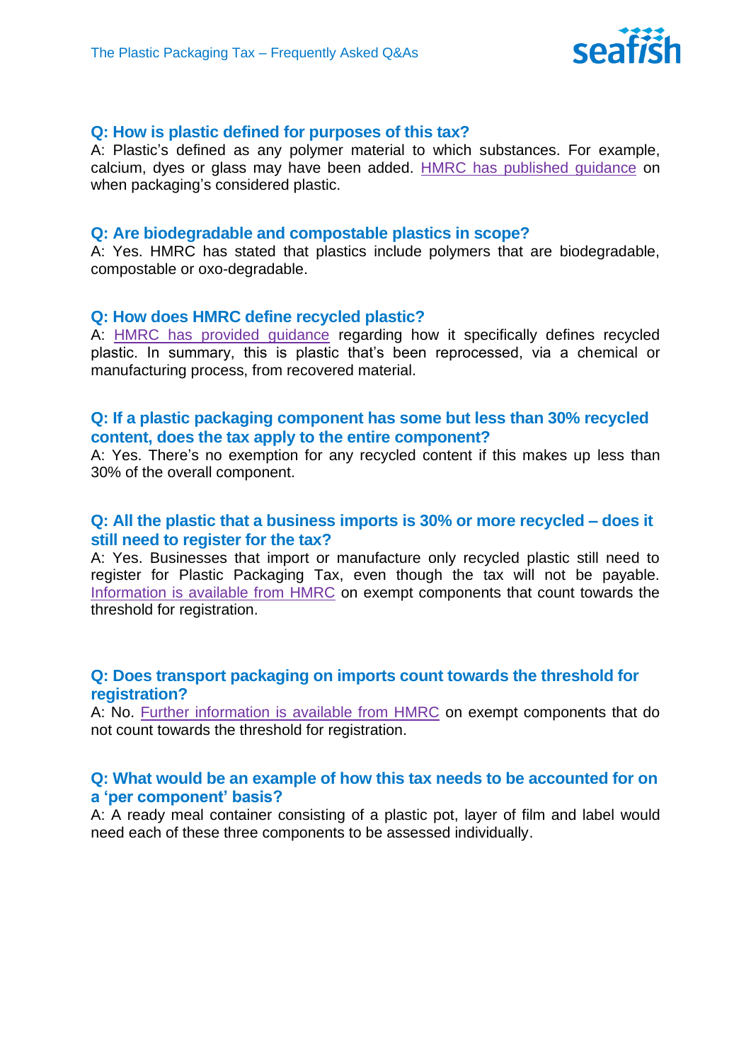### Q: How is plastic defined for purposes of this tax?

A: Plastic's defined as any polymer material to which substances. For example, calcium, dyes or glass may have been added. HMRC has published guidance on when packaging's considered plastic.

### Q: Are biodegradable and compostable plastics in scope?

A: Yes. HMRC has stated that plastics include polymers that are biodegradable, compostable or oxo-degradable.

### Q: How does HMRC define recycled plastic?

A: HMRC has provided guidance regarding how it specifically defines recycled plastic. In summary, this is plastic that's been reprocessed, via a chemical or manufacturing process, from recovered material.

### Q: If a plastic packaging component has some but less than 30% recycled content, does the tax apply to the entire component?

A: Yes. There's no exemption for any recycled content if this makes up less than 30% of the overall component.

### Q: All the plastic that a business imports is 30% or more recycled – does it still need to register for the tax?

A: Yes. Businesses that import or manufacture only recycled plastic still need to register for Plastic Packaging Tax, even though the tax will not be payable. Information is available from HMRC on exempt components that count towards the threshold for registration.

### Q: Does transport packaging on imports count towards the threshold for registration?

A: No. Further information is available from HMRC on exempt components that do not count towards the threshold for registration.

### Q: What would be an example of how this tax needs to be accounted for on a 'per component' basis?

A: A ready meal container consisting of a plastic pot, layer of film and label would need each of these three components to be assessed individually.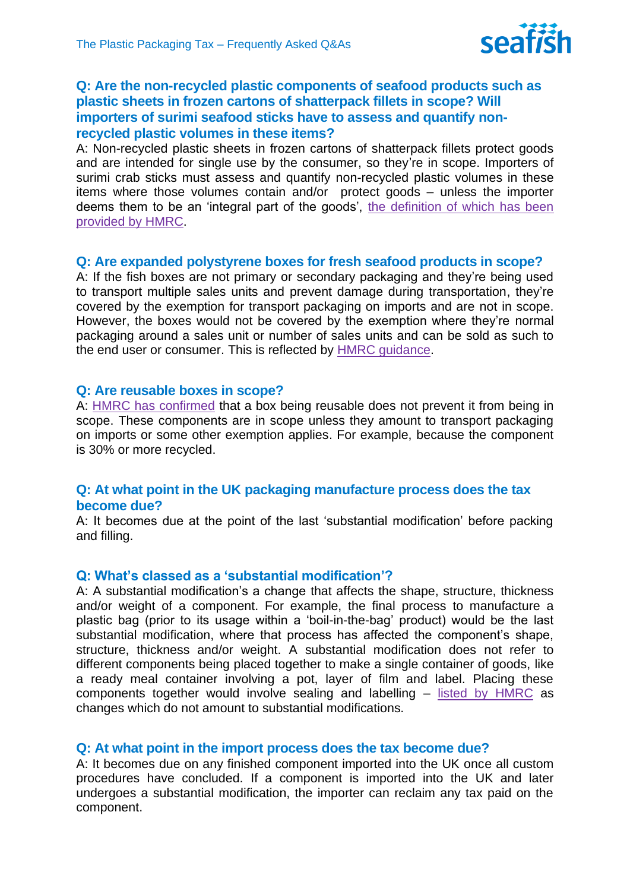### Q: Are the non-recycled plastic components of seafood products such as plastic sheets in frozen cartons of shatterpack fillets in scope? Will importers of surimi seafood sticks have to assess and quantify non-recycled plastic volumes in these items?

A: Non-recycled plastic sheets in frozen cartons of shatterpack fillets protect goods and are intended for single use by the consumer, so they're in scope. Importers of surimi crab sticks must assess and quantify non-recycled plastic volumes in these items where those volumes contain and/or protect goods – unless the importer deems them to be an 'integral part of the goods', the definition of which has been provided by HMRC.

### Q: Are expanded polystyrene boxes for fresh seafood products in scope?

A: If the fish boxes are not primary or secondary packaging and they're being used to transport multiple sales units and prevent damage during transportation, they're covered by the exemption for transport packaging on imports and are not in scope. However, the boxes would not be covered by the exemption where they're normal packaging around a sales unit or number of sales units and can be sold as such to the end user or consumer. This is reflected by HMRC guidance.

### Q: Are reusable boxes in scope?

A: HMRC has confirmed that a box being reusable does not prevent it from being in scope. These components are in scope unless they amount to transport packaging on imports or some other exemption applies. For example, because the component is 30% or more recycled.

### Q: At what point in the UK packaging manufacture process does the tax become due?

A: It becomes due at the point of the last 'substantial modification' before packing and filling.

### Q: What's classed as a 'substantial modification'?

A: A substantial modification's a change that affects the shape, structure, thickness and/or weight of a component. For example, the final process to manufacture a plastic bag (prior to its usage within a 'boil-in-the-bag' product) would be the last substantial modification, where that process has affected the component's shape, structure, thickness and/or weight. A substantial modification does not refer to different components being placed together to make a single container of goods, like a ready meal container involving a pot, layer of film and label. Placing these components together would involve sealing and labelling – listed by HMRC as changes which do not amount to substantial modifications.

### Q: At what point in the import process does the tax become due?

A: It becomes due on any finished component imported into the UK once all custom procedures have concluded. If a component is imported into the UK and later undergoes a substantial modification, the importer can reclaim any tax paid on the component.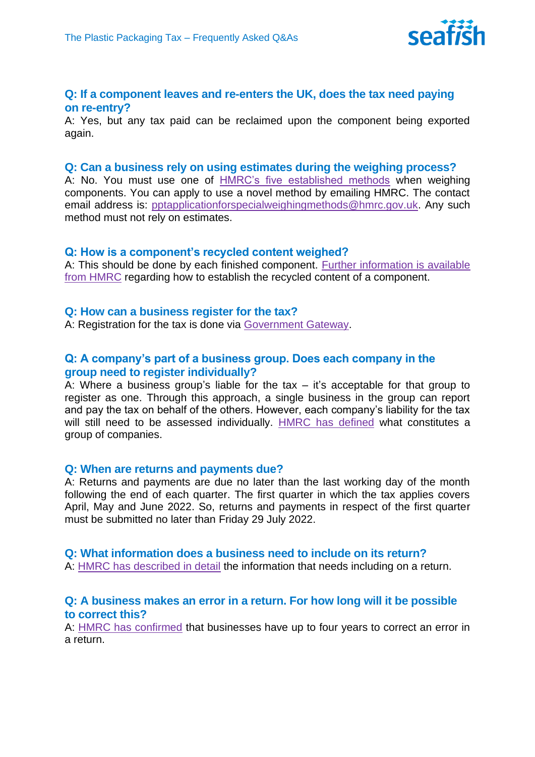### Q: If a component leaves and re-enters the UK, does the tax need paying on re-entry?

A: Yes, but any tax paid can be reclaimed upon the component being exported again.

### Q: Can a business rely on using estimates during the weighing process?

A: No. You must use one of HMRC's five established methods when weighing components. You can apply to use a novel method by emailing HMRC. The contact email address is: pptapplicationforspecialweighingmethods@hmrc.gov.uk. Any such method must not rely on estimates.

### Q: How is a component's recycled content weighed?

A: This should be done by each finished component. Further information is available from HMRC regarding how to establish the recycled content of a component.

### Q: How can a business register for the tax?

A: Registration for the tax is done via Government Gateway.

### Q: A company's part of a business group. Does each company in the group need to register individually?

A: Where a business group's liable for the tax – it's acceptable for that group to register as one. Through this approach, a single business in the group can report and pay the tax on behalf of the others. However, each company's liability for the tax will still need to be assessed individually. HMRC has defined what constitutes a group of companies.

### Q: When are returns and payments due?

A: Returns and payments are due no later than the last working day of the month following the end of each quarter. The first quarter in which the tax applies covers April, May and June 2022. So, returns and payments in respect of the first quarter must be submitted no later than Friday 29 July 2022.

### Q: What information does a business need to include on its return?

A: HMRC has described in detail the information that needs including on a return.

### Q: A business makes an error in a return. For how long will it be possible to correct this?

A: HMRC has confirmed that businesses have up to four years to correct an error in a return.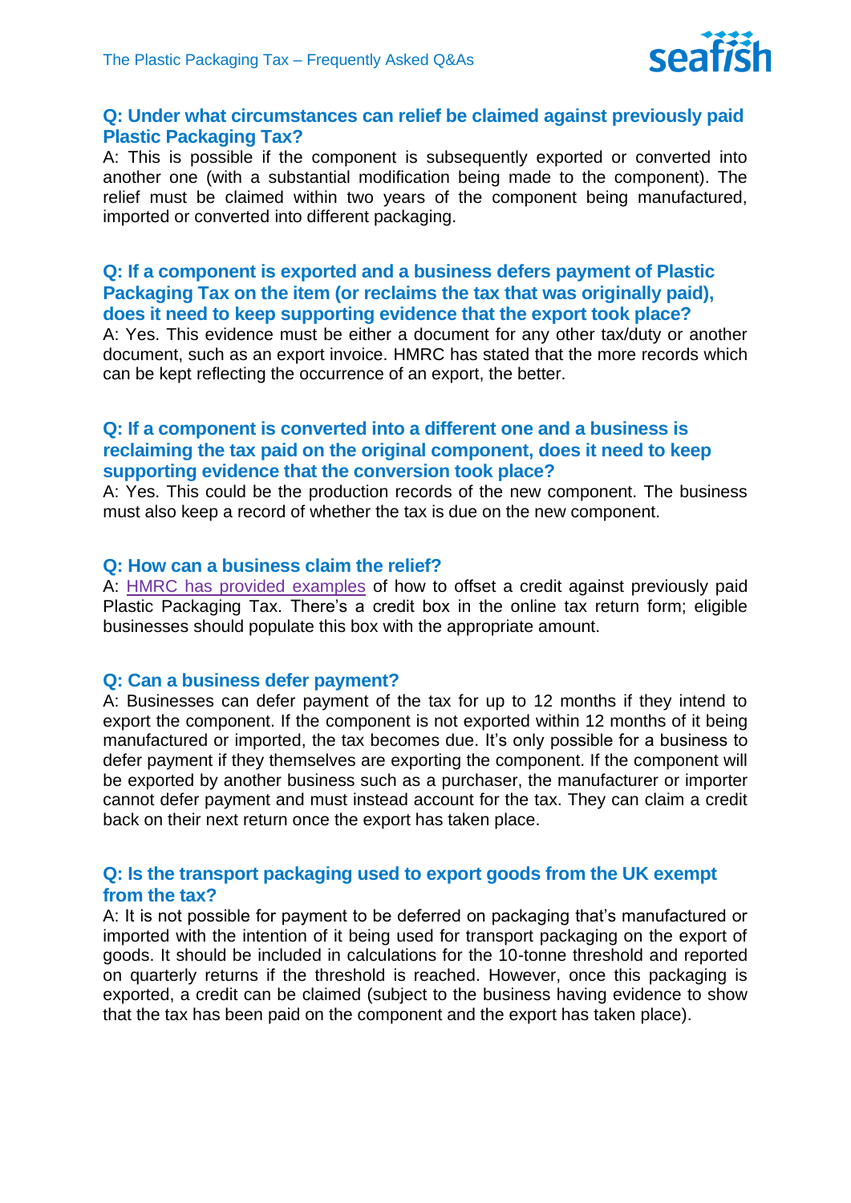### Q: Under what circumstances can relief be claimed against previously paid Plastic Packaging Tax?

A: This is possible if the component is subsequently exported or converted into another one (with a substantial modification being made to the component). The relief must be claimed within two years of the component being manufactured, imported or converted into different packaging.

### Q: If a component is exported and a business defers payment of Plastic Packaging Tax on the item (or reclaims the tax that was originally paid), does it need to keep supporting evidence that the export took place?

A: Yes. This evidence must be either a document for any other tax/duty or another document, such as an export invoice. HMRC has stated that the more records which can be kept reflecting the occurrence of an export, the better.

### Q: If a component is converted into a different one and a business is reclaiming the tax paid on the original component, does it need to keep supporting evidence that the conversion took place?

A: Yes. This could be the production records of the new component. The business must also keep a record of whether the tax is due on the new component.

### Q: How can a business claim the relief?

A: HMRC has provided examples of how to offset a credit against previously paid Plastic Packaging Tax. There's a credit box in the online tax return form; eligible businesses should populate this box with the appropriate amount.

### Q: Can a business defer payment?

A: Businesses can defer payment of the tax for up to 12 months if they intend to export the component. If the component is not exported within 12 months of it being manufactured or imported, the tax becomes due. It's only possible for a business to defer payment if they themselves are exporting the component. If the component will be exported by another business such as a purchaser, the manufacturer or importer cannot defer payment and must instead account for the tax. They can claim a credit back on their next return once the export has taken place.

### Q: Is the transport packaging used to export goods from the UK exempt from the tax?

A: It is not possible for payment to be deferred on packaging that's manufactured or imported with the intention of it being used for transport packaging on the export of goods. It should be included in calculations for the 10-tonne threshold and reported on quarterly returns if the threshold is reached. However, once this packaging is exported, a credit can be claimed (subject to the business having evidence to show that the tax has been paid on the component and the export has taken place).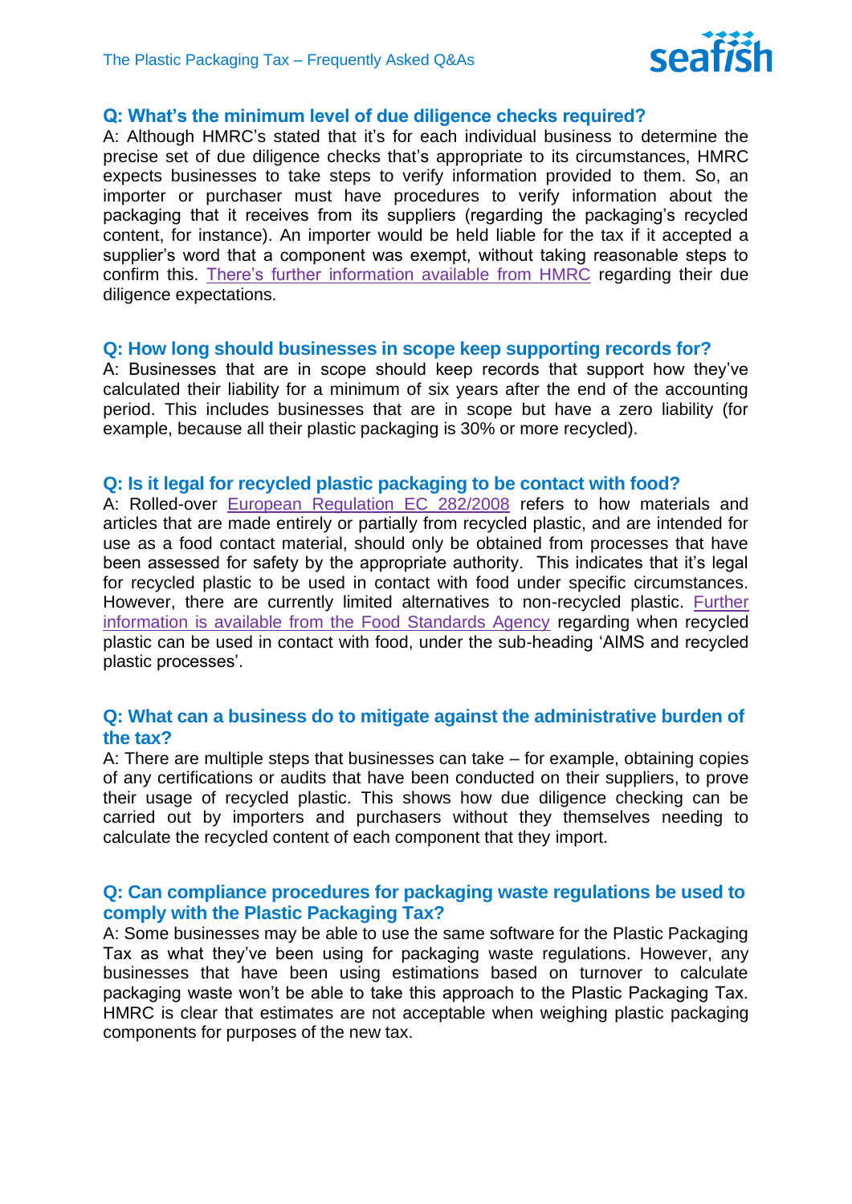## Q: What's the minimum level of due diligence checks required?

A: Although HMRC's stated that it's for each individual business to determine the precise set of due diligence checks that's appropriate to its circumstances, HMRC expects businesses to take steps to verify information provided to them. So, an importer or purchaser must have procedures to verify information about the packaging that it receives from its suppliers (regarding the packaging's recycled content, for instance). An importer would be held liable for the tax if it accepted a supplier's word that a component was exempt, without taking reasonable steps to confirm this. There's further information available from HMRC regarding their due diligence expectations.

## Q: How long should businesses in scope keep supporting records for?

A: Businesses that are in scope should keep records that support how they've calculated their liability for a minimum of six years after the end of the accounting period. This includes businesses that are in scope but have a zero liability (for example, because all their plastic packaging is 30% or more recycled).

## Q: Is it legal for recycled plastic packaging to be contact with food?

A: Rolled-over European Regulation EC 282/2008 refers to how materials and articles that are made entirely or partially from recycled plastic, and are intended for use as a food contact material, should only be obtained from processes that have been assessed for safety by the appropriate authority. This indicates that it's legal for recycled plastic to be used in contact with food under specific circumstances. However, there are currently limited alternatives to non-recycled plastic. Further information is available from the Food Standards Agency regarding when recycled plastic can be used in contact with food, under the sub-heading 'AIMS and recycled plastic processes'.

## Q: What can a business do to mitigate against the administrative burden of the tax?

A: There are multiple steps that businesses can take – for example, obtaining copies of any certifications or audits that have been conducted on their suppliers, to prove their usage of recycled plastic. This shows how due diligence checking can be carried out by importers and purchasers without they themselves needing to calculate the recycled content of each component that they import.

## Q: Can compliance procedures for packaging waste regulations be used to comply with the Plastic Packaging Tax?

A: Some businesses may be able to use the same software for the Plastic Packaging Tax as what they've been using for packaging waste regulations. However, any businesses that have been using estimations based on turnover to calculate packaging waste won't be able to take this approach to the Plastic Packaging Tax. HMRC is clear that estimates are not acceptable when weighing plastic packaging components for purposes of the new tax.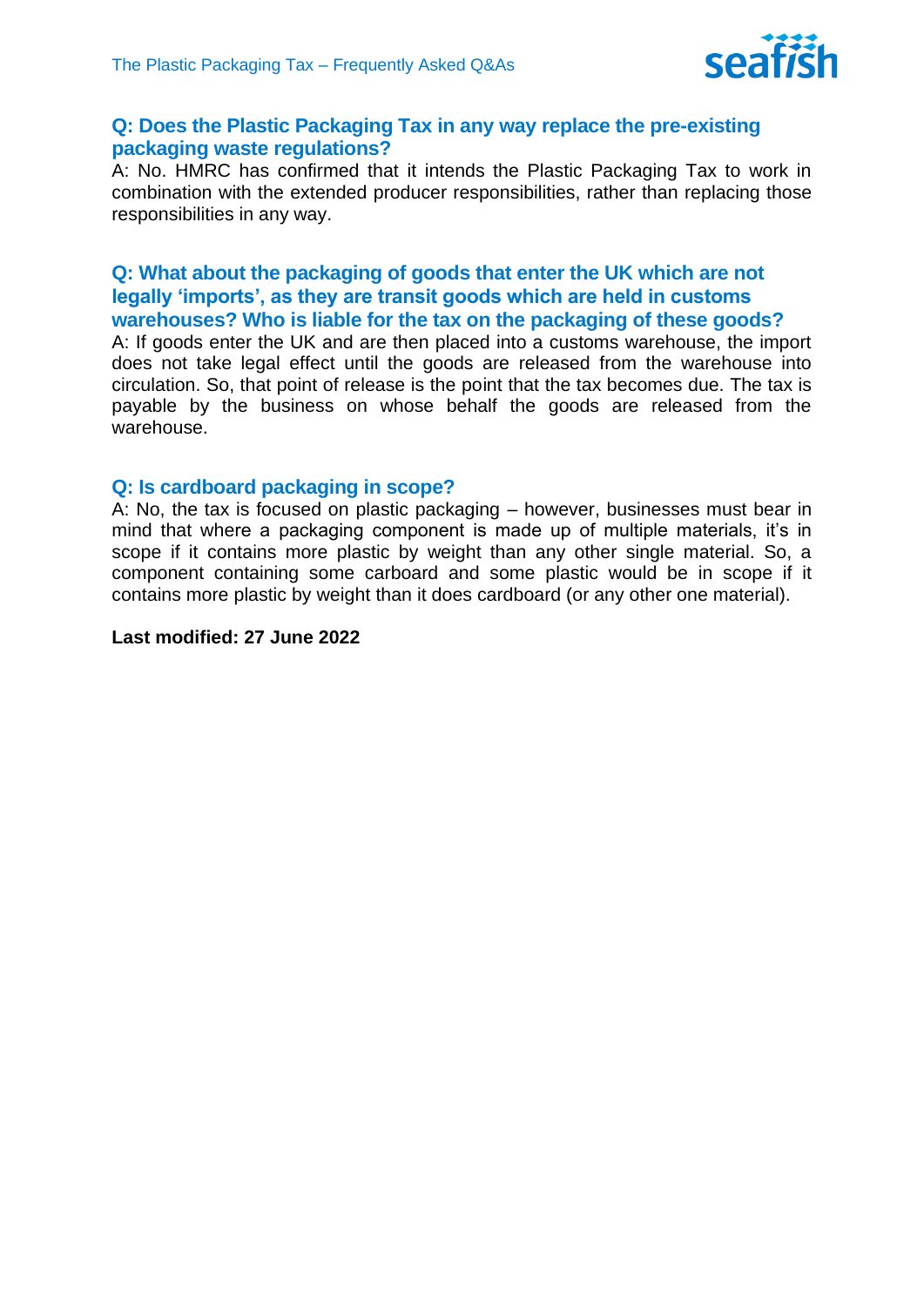**Q: Does the Plastic Packaging Tax in any way replace the pre-existing packaging waste regulations?**

A: No. HMRC has confirmed that it intends the Plastic Packaging Tax to work in combination with the extended producer responsibilities, rather than replacing those responsibilities in any way.

**Q: What about the packaging of goods that enter the UK which are not legally 'imports', as they are transit goods which are held in customs warehouses? Who is liable for the tax on the packaging of these goods?**

A: If goods enter the UK and are then placed into a customs warehouse, the import does not take legal effect until the goods are released from the warehouse into circulation. So, that point of release is the point that the tax becomes due. The tax is payable by the business on whose behalf the goods are released from the warehouse.

**Q: Is cardboard packaging in scope?**

A: No, the tax is focused on plastic packaging – however, businesses must bear in mind that where a packaging component is made up of multiple materials, it's in scope if it contains more plastic by weight than any other single material. So, a component containing some carboard and some plastic would be in scope if it contains more plastic by weight than it does cardboard (or any other one material).

**Last modified: 27 June 2022**